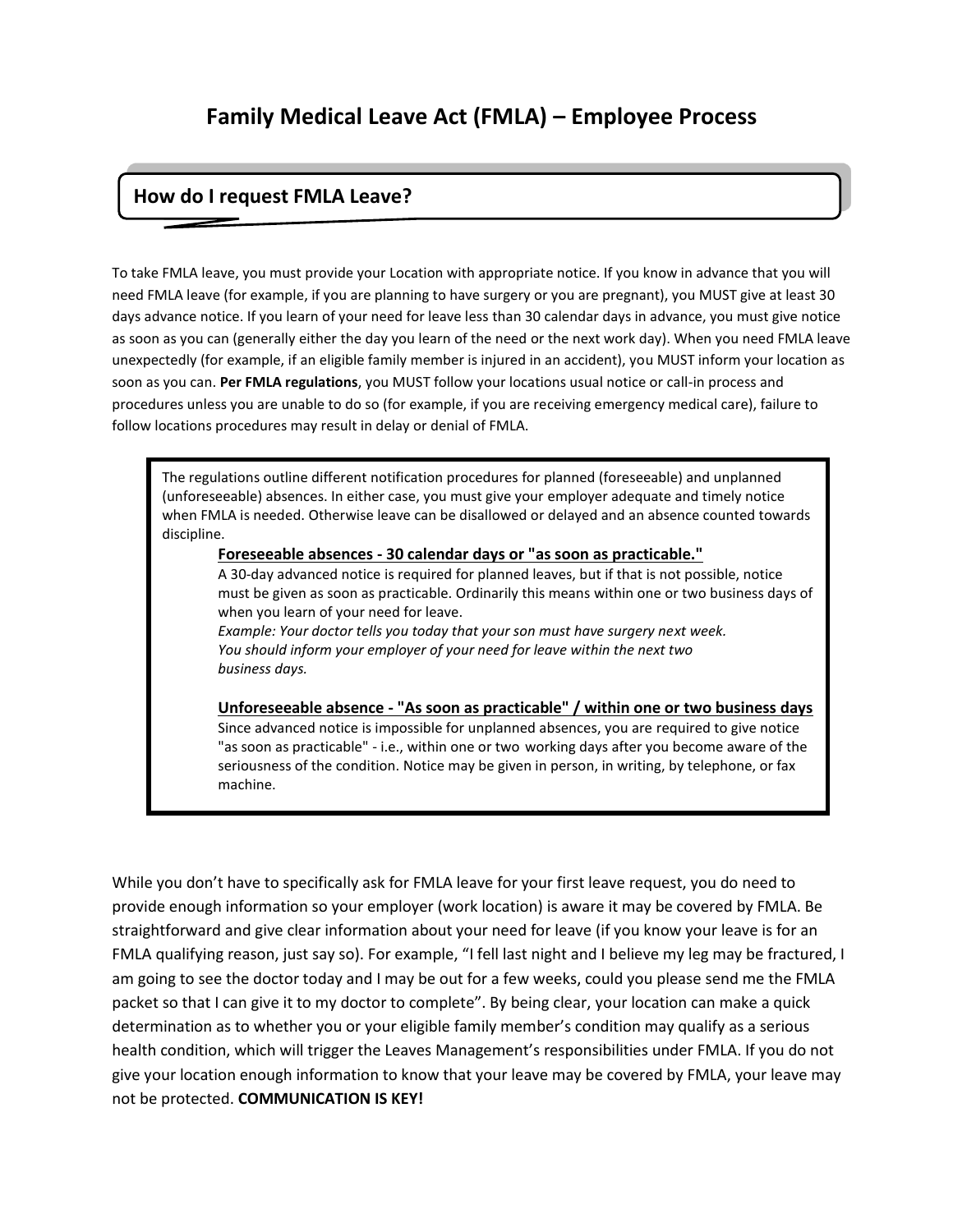# Family Medical Leave Act (FMLA) – Employee Process

## How do I request FMLA Leave?

To take FMLA leave, you must provide your Location with appropriate notice. If you know in advance that you will need FMLA leave (for example, if you are planning to have surgery or you are pregnant), you MUST give at least 30 days advance notice. If you learn of your need for leave less than 30 calendar days in advance, you must give notice as soon as you can (generally either the day you learn of the need or the next work day). When you need FMLA leave unexpectedly (for example, if an eligible family member is injured in an accident), you MUST inform your location as soon as you can. **Per FMLA regulations**, you MUST follow your locations usual notice or call-in process and procedures unless you are unable to do so (for example, if you are receiving emergency medical care), failure to follow locations procedures may result in delay or denial of FMLA.

> The regulations outline different notification procedures for planned (foreseeable) and unplanned (unforeseeable) absences. In either case, you must give your employer adequate and timely notice when FMLA is needed. Otherwise leave can be disallowed or delayed and an absence counted towards discipline.
>
> **Foreseeable absences - 30 calendar days or "as soon as practicable."**
>
> A 30-day advanced notice is required for planned leaves, but if that is not possible, notice must be given as soon as practicable. Ordinarily this means within one or two business days of when you learn of your need for leave.
>
> *Example: Your doctor tells you today that your son must have surgery next week. You should inform your employer of your need for leave within the next two business days.*
>
> **Unforeseeable absence - "As soon as practicable" / within one or two business days**
>
> Since advanced notice is impossible for unplanned absences, you are required to give notice "as soon as practicable" - i.e., within one or two working days after you become aware of the seriousness of the condition. Notice may be given in person, in writing, by telephone, or fax machine.

While you don't have to specifically ask for FMLA leave for your first leave request, you do need to provide enough information so your employer (work location) is aware it may be covered by FMLA. Be straightforward and give clear information about your need for leave (if you know your leave is for an FMLA qualifying reason, just say so). For example, "I fell last night and I believe my leg may be fractured, I am going to see the doctor today and I may be out for a few weeks, could you please send me the FMLA packet so that I can give it to my doctor to complete". By being clear, your location can make a quick determination as to whether you or your eligible family member's condition may qualify as a serious health condition, which will trigger the Leaves Management's responsibilities under FMLA. If you do not give your location enough information to know that your leave may be covered by FMLA, your leave may not be protected. **COMMUNICATION IS KEY!**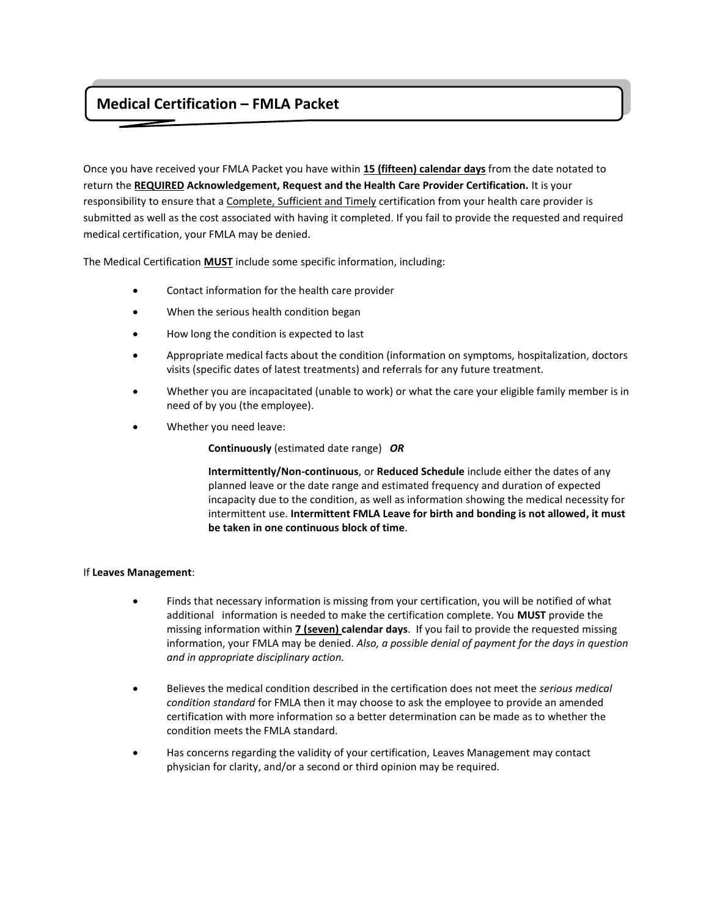# Medical Certification – FMLA Packet

Once you have received your FMLA Packet you have within **15 (fifteen) calendar days** from the date notated to return the **REQUIRED Acknowledgement, Request and the Health Care Provider Certification.** It is your responsibility to ensure that a Complete, Sufficient and Timely certification from your health care provider is submitted as well as the cost associated with having it completed. If you fail to provide the requested and required medical certification, your FMLA may be denied.

The Medical Certification **MUST** include some specific information, including:

- Contact information for the health care provider
- When the serious health condition began
- How long the condition is expected to last
- Appropriate medical facts about the condition (information on symptoms, hospitalization, doctors visits (specific dates of latest treatments) and referrals for any future treatment.
- Whether you are incapacitated (unable to work) or what the care your eligible family member is in need of by you (the employee).
- Whether you need leave:

  **Continuously** (estimated date range) ***OR***

  **Intermittently/Non-continuous**, or **Reduced Schedule** include either the dates of any planned leave or the date range and estimated frequency and duration of expected incapacity due to the condition, as well as information showing the medical necessity for intermittent use. **Intermittent FMLA Leave for birth and bonding is not allowed, it must be taken in one continuous block of time**.

If **Leaves Management**:

- Finds that necessary information is missing from your certification, you will be notified of what additional information is needed to make the certification complete. You **MUST** provide the missing information within **7 (seven) calendar days**. If you fail to provide the requested missing information, your FMLA may be denied. *Also, a possible denial of payment for the days in question and in appropriate disciplinary action.*
- Believes the medical condition described in the certification does not meet the *serious medical condition standard* for FMLA then it may choose to ask the employee to provide an amended certification with more information so a better determination can be made as to whether the condition meets the FMLA standard.
- Has concerns regarding the validity of your certification, Leaves Management may contact physician for clarity, and/or a second or third opinion may be required.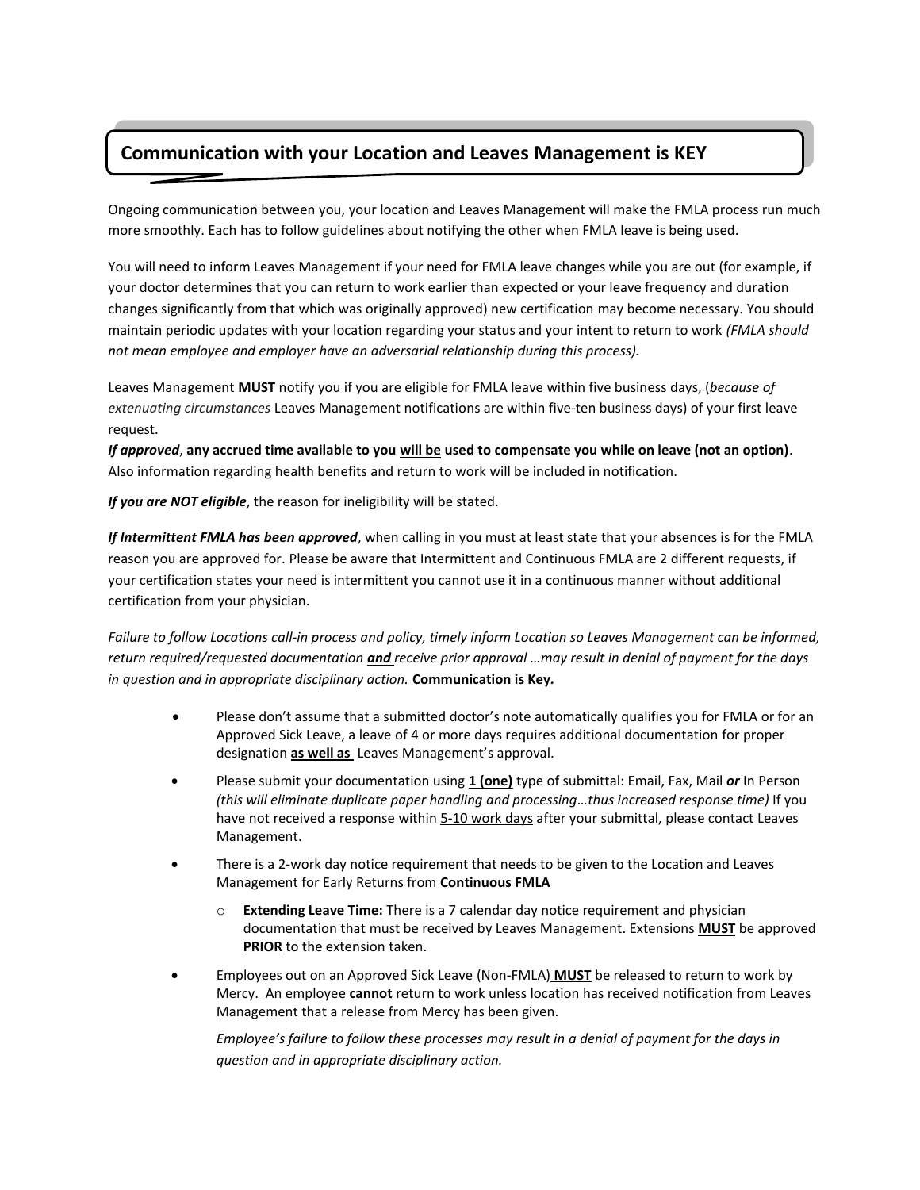## Communication with your Location and Leaves Management is KEY

Ongoing communication between you, your location and Leaves Management will make the FMLA process run much more smoothly. Each has to follow guidelines about notifying the other when FMLA leave is being used.

You will need to inform Leaves Management if your need for FMLA leave changes while you are out (for example, if your doctor determines that you can return to work earlier than expected or your leave frequency and duration changes significantly from that which was originally approved) new certification may become necessary. You should maintain periodic updates with your location regarding your status and your intent to return to work *(FMLA should not mean employee and employer have an adversarial relationship during this process).*

Leaves Management **MUST** notify you if you are eligible for FMLA leave within five business days, (*because of extenuating circumstances* Leaves Management notifications are within five-ten business days) of your first leave request.
***If approved***, **any accrued time available to you <u>will be</u> used to compensate you while on leave (not an option)**. Also information regarding health benefits and return to work will be included in notification.

***If you are <u>NOT</u> eligible***, the reason for ineligibility will be stated.

***If Intermittent FMLA has been approved***, when calling in you must at least state that your absences is for the FMLA reason you are approved for. Please be aware that Intermittent and Continuous FMLA are 2 different requests, if your certification states your need is intermittent you cannot use it in a continuous manner without additional certification from your physician.

*Failure to follow Locations call-in process and policy, timely inform Location so Leaves Management can be informed, return required/requested documentation **<u>and</u>** receive prior approval …may result in denial of payment for the days in question and in appropriate disciplinary action.* **Communication is Key.**

- Please don't assume that a submitted doctor's note automatically qualifies you for FMLA or for an Approved Sick Leave, a leave of 4 or more days requires additional documentation for proper designation **<u>as well as</u>** Leaves Management's approval.
- Please submit your documentation using **<u>1 (one)</u>** type of submittal: Email, Fax, Mail ***or*** In Person *(this will eliminate duplicate paper handling and processing…thus increased response time)* If you have not received a response within <u>5-10 work days</u> after your submittal, please contact Leaves Management.
- There is a 2-work day notice requirement that needs to be given to the Location and Leaves Management for Early Returns from **Continuous FMLA**
  - **Extending Leave Time:** There is a 7 calendar day notice requirement and physician documentation that must be received by Leaves Management. Extensions **<u>MUST</u>** be approved **<u>PRIOR</u>** to the extension taken.
- Employees out on an Approved Sick Leave (Non-FMLA) **<u>MUST</u>** be released to return to work by Mercy. An employee **<u>cannot</u>** return to work unless location has received notification from Leaves Management that a release from Mercy has been given.

  *Employee's failure to follow these processes may result in a denial of payment for the days in question and in appropriate disciplinary action.*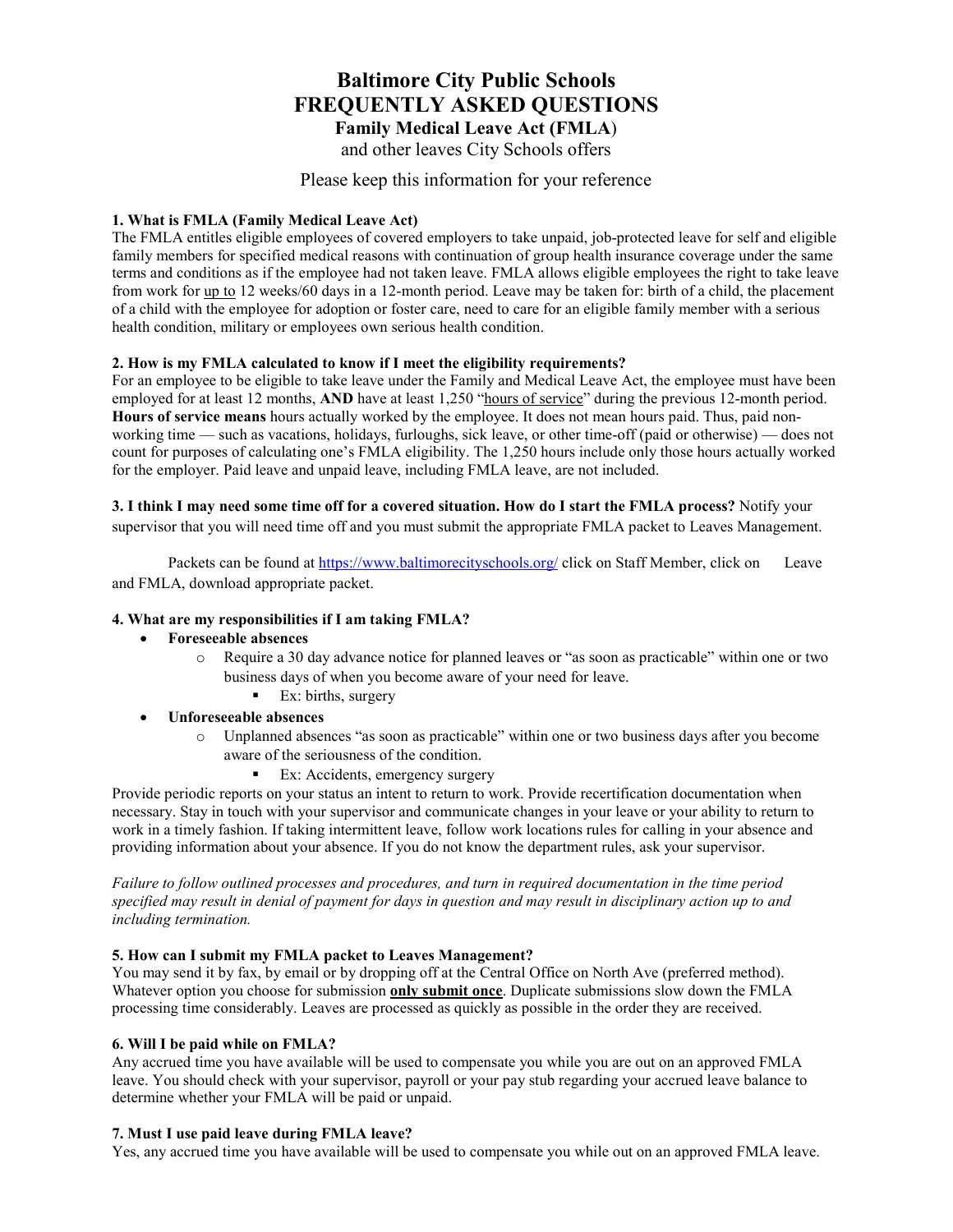# Baltimore City Public Schools
# FREQUENTLY ASKED QUESTIONS
## Family Medical Leave Act (FMLA)
and other leaves City Schools offers

Please keep this information for your reference

**1. What is FMLA (Family Medical Leave Act)**
The FMLA entitles eligible employees of covered employers to take unpaid, job-protected leave for self and eligible family members for specified medical reasons with continuation of group health insurance coverage under the same terms and conditions as if the employee had not taken leave. FMLA allows eligible employees the right to take leave from work for <u>up to</u> 12 weeks/60 days in a 12-month period. Leave may be taken for: birth of a child, the placement of a child with the employee for adoption or foster care, need to care for an eligible family member with a serious health condition, military or employees own serious health condition.

**2. How is my FMLA calculated to know if I meet the eligibility requirements?**
For an employee to be eligible to take leave under the Family and Medical Leave Act, the employee must have been employed for at least 12 months, **AND** have at least 1,250 "<u>hours of service</u>" during the previous 12-month period. **Hours of service means** hours actually worked by the employee. It does not mean hours paid. Thus, paid non-working time — such as vacations, holidays, furloughs, sick leave, or other time-off (paid or otherwise) — does not count for purposes of calculating one's FMLA eligibility. The 1,250 hours include only those hours actually worked for the employer. Paid leave and unpaid leave, including FMLA leave, are not included.

**3. I think I may need some time off for a covered situation. How do I start the FMLA process?** Notify your supervisor that you will need time off and you must submit the appropriate FMLA packet to Leaves Management.

Packets can be found at https://www.baltimorecityschools.org/ click on Staff Member, click on Leave and FMLA, download appropriate packet.

**4. What are my responsibilities if I am taking FMLA?**

- **Foreseeable absences**
  - Require a 30 day advance notice for planned leaves or "as soon as practicable" within one or two business days of when you become aware of your need for leave.
    - Ex: births, surgery
- **Unforeseeable absences**
  - Unplanned absences "as soon as practicable" within one or two business days after you become aware of the seriousness of the condition.
    - Ex: Accidents, emergency surgery

Provide periodic reports on your status an intent to return to work. Provide recertification documentation when necessary. Stay in touch with your supervisor and communicate changes in your leave or your ability to return to work in a timely fashion. If taking intermittent leave, follow work locations rules for calling in your absence and providing information about your absence. If you do not know the department rules, ask your supervisor.

*Failure to follow outlined processes and procedures, and turn in required documentation in the time period specified may result in denial of payment for days in question and may result in disciplinary action up to and including termination.*

**5. How can I submit my FMLA packet to Leaves Management?**
You may send it by fax, by email or by dropping off at the Central Office on North Ave (preferred method). Whatever option you choose for submission **<u>only submit once</u>**. Duplicate submissions slow down the FMLA processing time considerably. Leaves are processed as quickly as possible in the order they are received.

**6. Will I be paid while on FMLA?**
Any accrued time you have available will be used to compensate you while you are out on an approved FMLA leave. You should check with your supervisor, payroll or your pay stub regarding your accrued leave balance to determine whether your FMLA will be paid or unpaid.

**7. Must I use paid leave during FMLA leave?**
Yes, any accrued time you have available will be used to compensate you while out on an approved FMLA leave.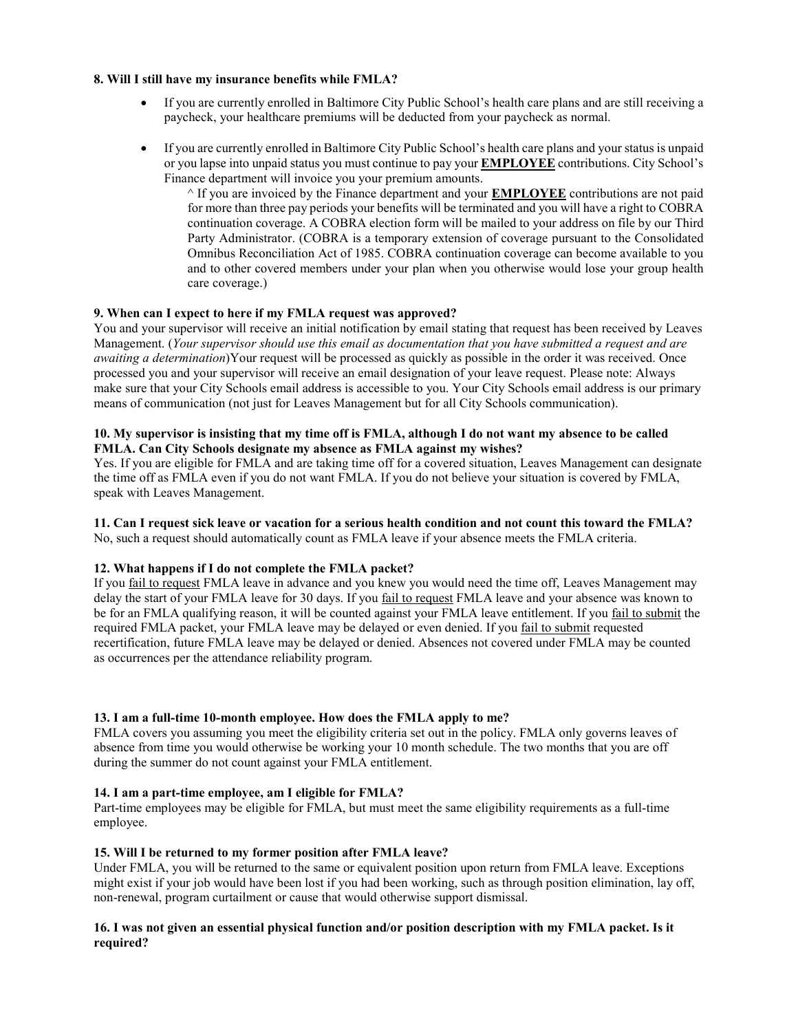**8. Will I still have my insurance benefits while FMLA?**

- If you are currently enrolled in Baltimore City Public School's health care plans and are still receiving a paycheck, your healthcare premiums will be deducted from your paycheck as normal.
- If you are currently enrolled in Baltimore City Public School's health care plans and your status is unpaid or you lapse into unpaid status you must continue to pay your **EMPLOYEE** contributions. City School's Finance department will invoice you your premium amounts.

  ^ If you are invoiced by the Finance department and your **EMPLOYEE** contributions are not paid for more than three pay periods your benefits will be terminated and you will have a right to COBRA continuation coverage. A COBRA election form will be mailed to your address on file by our Third Party Administrator. (COBRA is a temporary extension of coverage pursuant to the Consolidated Omnibus Reconciliation Act of 1985. COBRA continuation coverage can become available to you and to other covered members under your plan when you otherwise would lose your group health care coverage.)

**9. When can I expect to here if my FMLA request was approved?**

You and your supervisor will receive an initial notification by email stating that request has been received by Leaves Management. (*Your supervisor should use this email as documentation that you have submitted a request and are awaiting a determination*)Your request will be processed as quickly as possible in the order it was received. Once processed you and your supervisor will receive an email designation of your leave request. Please note: Always make sure that your City Schools email address is accessible to you. Your City Schools email address is our primary means of communication (not just for Leaves Management but for all City Schools communication).

**10. My supervisor is insisting that my time off is FMLA, although I do not want my absence to be called FMLA. Can City Schools designate my absence as FMLA against my wishes?**

Yes. If you are eligible for FMLA and are taking time off for a covered situation, Leaves Management can designate the time off as FMLA even if you do not want FMLA. If you do not believe your situation is covered by FMLA, speak with Leaves Management.

**11. Can I request sick leave or vacation for a serious health condition and not count this toward the FMLA?**

No, such a request should automatically count as FMLA leave if your absence meets the FMLA criteria.

**12. What happens if I do not complete the FMLA packet?**

If you <u>fail to request</u> FMLA leave in advance and you knew you would need the time off, Leaves Management may delay the start of your FMLA leave for 30 days. If you <u>fail to request</u> FMLA leave and your absence was known to be for an FMLA qualifying reason, it will be counted against your FMLA leave entitlement. If you <u>fail to submit</u> the required FMLA packet, your FMLA leave may be delayed or even denied. If you <u>fail to submit</u> requested recertification, future FMLA leave may be delayed or denied. Absences not covered under FMLA may be counted as occurrences per the attendance reliability program.

**13. I am a full-time 10-month employee. How does the FMLA apply to me?**

FMLA covers you assuming you meet the eligibility criteria set out in the policy. FMLA only governs leaves of absence from time you would otherwise be working your 10 month schedule. The two months that you are off during the summer do not count against your FMLA entitlement.

**14. I am a part-time employee, am I eligible for FMLA?**

Part-time employees may be eligible for FMLA, but must meet the same eligibility requirements as a full-time employee.

**15. Will I be returned to my former position after FMLA leave?**

Under FMLA, you will be returned to the same or equivalent position upon return from FMLA leave. Exceptions might exist if your job would have been lost if you had been working, such as through position elimination, lay off, non-renewal, program curtailment or cause that would otherwise support dismissal.

**16. I was not given an essential physical function and/or position description with my FMLA packet. Is it required?**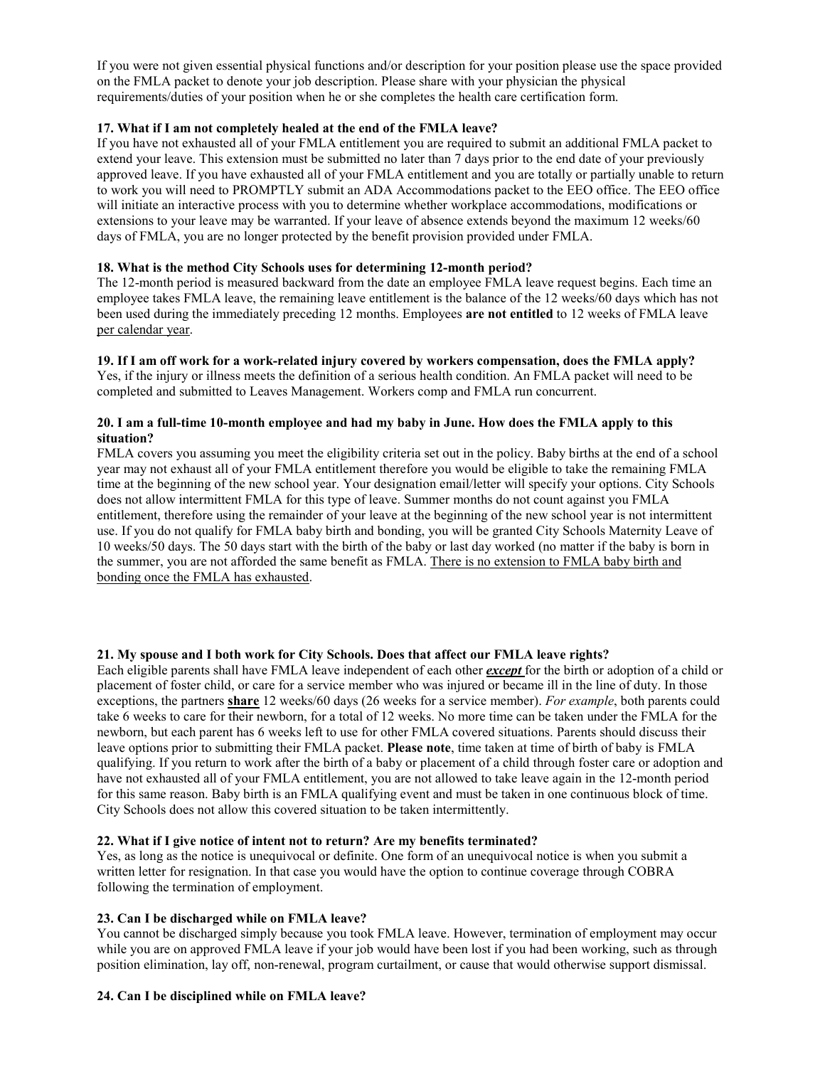If you were not given essential physical functions and/or description for your position please use the space provided on the FMLA packet to denote your job description. Please share with your physician the physical requirements/duties of your position when he or she completes the health care certification form.

**17. What if I am not completely healed at the end of the FMLA leave?**

If you have not exhausted all of your FMLA entitlement you are required to submit an additional FMLA packet to extend your leave. This extension must be submitted no later than 7 days prior to the end date of your previously approved leave. If you have exhausted all of your FMLA entitlement and you are totally or partially unable to return to work you will need to PROMPTLY submit an ADA Accommodations packet to the EEO office. The EEO office will initiate an interactive process with you to determine whether workplace accommodations, modifications or extensions to your leave may be warranted. If your leave of absence extends beyond the maximum 12 weeks/60 days of FMLA, you are no longer protected by the benefit provision provided under FMLA.

**18. What is the method City Schools uses for determining 12-month period?**

The 12-month period is measured backward from the date an employee FMLA leave request begins. Each time an employee takes FMLA leave, the remaining leave entitlement is the balance of the 12 weeks/60 days which has not been used during the immediately preceding 12 months. Employees **are not entitled** to 12 weeks of FMLA leave <u>per calendar year</u>.

**19. If I am off work for a work-related injury covered by workers compensation, does the FMLA apply?**

Yes, if the injury or illness meets the definition of a serious health condition. An FMLA packet will need to be completed and submitted to Leaves Management. Workers comp and FMLA run concurrent.

**20. I am a full-time 10-month employee and had my baby in June. How does the FMLA apply to this situation?**

FMLA covers you assuming you meet the eligibility criteria set out in the policy. Baby births at the end of a school year may not exhaust all of your FMLA entitlement therefore you would be eligible to take the remaining FMLA time at the beginning of the new school year. Your designation email/letter will specify your options. City Schools does not allow intermittent FMLA for this type of leave. Summer months do not count against you FMLA entitlement, therefore using the remainder of your leave at the beginning of the new school year is not intermittent use. If you do not qualify for FMLA baby birth and bonding, you will be granted City Schools Maternity Leave of 10 weeks/50 days. The 50 days start with the birth of the baby or last day worked (no matter if the baby is born in the summer, you are not afforded the same benefit as FMLA. <u>There is no extension to FMLA baby birth and bonding once the FMLA has exhausted</u>.

**21. My spouse and I both work for City Schools. Does that affect our FMLA leave rights?**

Each eligible parents shall have FMLA leave independent of each other ***<u>except</u>*** for the birth or adoption of a child or placement of foster child, or care for a service member who was injured or became ill in the line of duty. In those exceptions, the partners **<u>share</u>** 12 weeks/60 days (26 weeks for a service member). *For example*, both parents could take 6 weeks to care for their newborn, for a total of 12 weeks. No more time can be taken under the FMLA for the newborn, but each parent has 6 weeks left to use for other FMLA covered situations. Parents should discuss their leave options prior to submitting their FMLA packet. **Please note**, time taken at time of birth of baby is FMLA qualifying. If you return to work after the birth of a baby or placement of a child through foster care or adoption and have not exhausted all of your FMLA entitlement, you are not allowed to take leave again in the 12-month period for this same reason. Baby birth is an FMLA qualifying event and must be taken in one continuous block of time. City Schools does not allow this covered situation to be taken intermittently.

**22. What if I give notice of intent not to return? Are my benefits terminated?**

Yes, as long as the notice is unequivocal or definite. One form of an unequivocal notice is when you submit a written letter for resignation. In that case you would have the option to continue coverage through COBRA following the termination of employment.

**23. Can I be discharged while on FMLA leave?**

You cannot be discharged simply because you took FMLA leave. However, termination of employment may occur while you are on approved FMLA leave if your job would have been lost if you had been working, such as through position elimination, lay off, non-renewal, program curtailment, or cause that would otherwise support dismissal.

**24. Can I be disciplined while on FMLA leave?**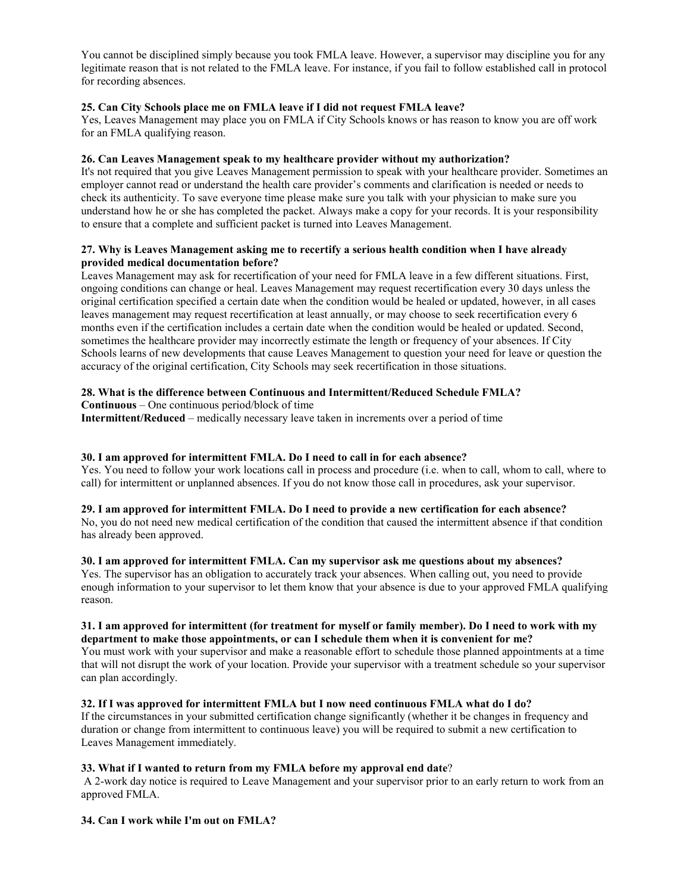You cannot be disciplined simply because you took FMLA leave. However, a supervisor may discipline you for any legitimate reason that is not related to the FMLA leave. For instance, if you fail to follow established call in protocol for recording absences.

**25. Can City Schools place me on FMLA leave if I did not request FMLA leave?**
Yes, Leaves Management may place you on FMLA if City Schools knows or has reason to know you are off work for an FMLA qualifying reason.

**26. Can Leaves Management speak to my healthcare provider without my authorization?**
It's not required that you give Leaves Management permission to speak with your healthcare provider. Sometimes an employer cannot read or understand the health care provider's comments and clarification is needed or needs to check its authenticity. To save everyone time please make sure you talk with your physician to make sure you understand how he or she has completed the packet. Always make a copy for your records. It is your responsibility to ensure that a complete and sufficient packet is turned into Leaves Management.

**27. Why is Leaves Management asking me to recertify a serious health condition when I have already provided medical documentation before?**
Leaves Management may ask for recertification of your need for FMLA leave in a few different situations. First, ongoing conditions can change or heal. Leaves Management may request recertification every 30 days unless the original certification specified a certain date when the condition would be healed or updated, however, in all cases leaves management may request recertification at least annually, or may choose to seek recertification every 6 months even if the certification includes a certain date when the condition would be healed or updated. Second, sometimes the healthcare provider may incorrectly estimate the length or frequency of your absences. If City Schools learns of new developments that cause Leaves Management to question your need for leave or question the accuracy of the original certification, City Schools may seek recertification in those situations.

**28. What is the difference between Continuous and Intermittent/Reduced Schedule FMLA?**
**Continuous** – One continuous period/block of time
**Intermittent/Reduced** – medically necessary leave taken in increments over a period of time

**30. I am approved for intermittent FMLA. Do I need to call in for each absence?**
Yes. You need to follow your work locations call in process and procedure (i.e. when to call, whom to call, where to call) for intermittent or unplanned absences. If you do not know those call in procedures, ask your supervisor.

**29. I am approved for intermittent FMLA. Do I need to provide a new certification for each absence?**
No, you do not need new medical certification of the condition that caused the intermittent absence if that condition has already been approved.

**30. I am approved for intermittent FMLA. Can my supervisor ask me questions about my absences?**
Yes. The supervisor has an obligation to accurately track your absences. When calling out, you need to provide enough information to your supervisor to let them know that your absence is due to your approved FMLA qualifying reason.

**31. I am approved for intermittent (for treatment for myself or family member). Do I need to work with my department to make those appointments, or can I schedule them when it is convenient for me?**
You must work with your supervisor and make a reasonable effort to schedule those planned appointments at a time that will not disrupt the work of your location. Provide your supervisor with a treatment schedule so your supervisor can plan accordingly.

**32. If I was approved for intermittent FMLA but I now need continuous FMLA what do I do?**
If the circumstances in your submitted certification change significantly (whether it be changes in frequency and duration or change from intermittent to continuous leave) you will be required to submit a new certification to Leaves Management immediately.

**33. What if I wanted to return from my FMLA before my approval end date**?
A 2-work day notice is required to Leave Management and your supervisor prior to an early return to work from an approved FMLA.

**34. Can I work while I'm out on FMLA?**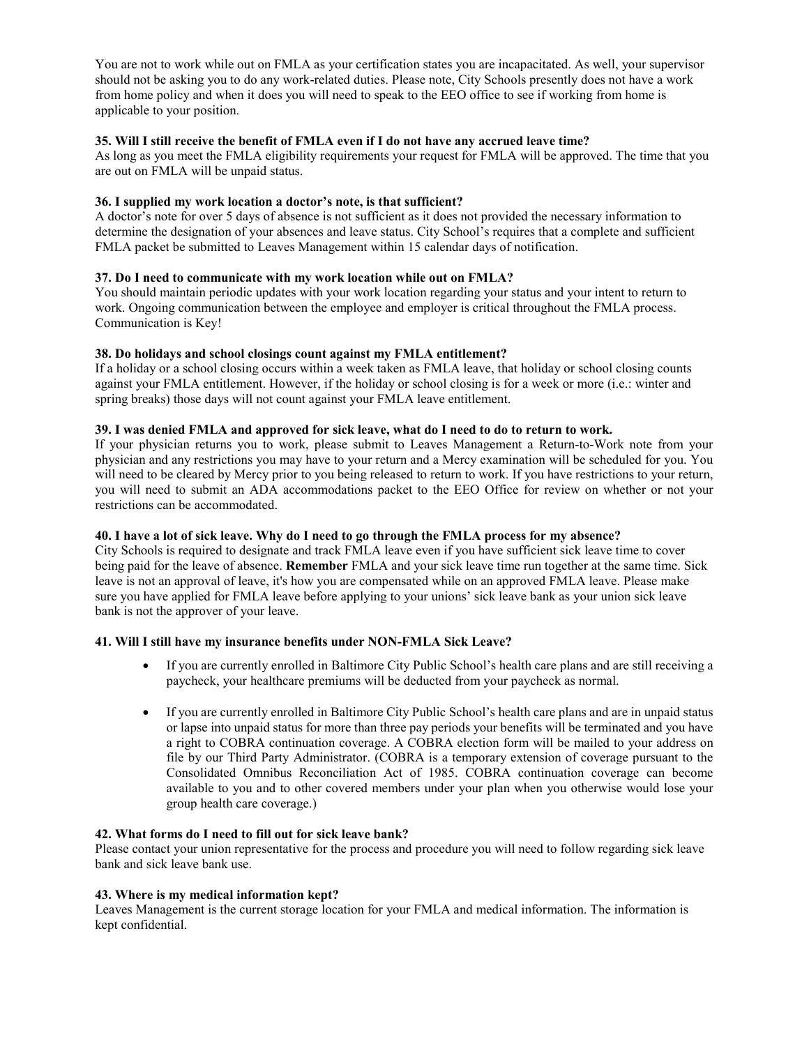You are not to work while out on FMLA as your certification states you are incapacitated. As well, your supervisor should not be asking you to do any work-related duties. Please note, City Schools presently does not have a work from home policy and when it does you will need to speak to the EEO office to see if working from home is applicable to your position.

**35. Will I still receive the benefit of FMLA even if I do not have any accrued leave time?**

As long as you meet the FMLA eligibility requirements your request for FMLA will be approved. The time that you are out on FMLA will be unpaid status.

**36. I supplied my work location a doctor's note, is that sufficient?**

A doctor's note for over 5 days of absence is not sufficient as it does not provided the necessary information to determine the designation of your absences and leave status. City School's requires that a complete and sufficient FMLA packet be submitted to Leaves Management within 15 calendar days of notification.

**37. Do I need to communicate with my work location while out on FMLA?**

You should maintain periodic updates with your work location regarding your status and your intent to return to work. Ongoing communication between the employee and employer is critical throughout the FMLA process. Communication is Key!

**38. Do holidays and school closings count against my FMLA entitlement?**

If a holiday or a school closing occurs within a week taken as FMLA leave, that holiday or school closing counts against your FMLA entitlement. However, if the holiday or school closing is for a week or more (i.e.: winter and spring breaks) those days will not count against your FMLA leave entitlement.

**39. I was denied FMLA and approved for sick leave, what do I need to do to return to work.**

If your physician returns you to work, please submit to Leaves Management a Return-to-Work note from your physician and any restrictions you may have to your return and a Mercy examination will be scheduled for you. You will need to be cleared by Mercy prior to you being released to return to work. If you have restrictions to your return, you will need to submit an ADA accommodations packet to the EEO Office for review on whether or not your restrictions can be accommodated.

**40. I have a lot of sick leave. Why do I need to go through the FMLA process for my absence?**

City Schools is required to designate and track FMLA leave even if you have sufficient sick leave time to cover being paid for the leave of absence. **Remember** FMLA and your sick leave time run together at the same time. Sick leave is not an approval of leave, it's how you are compensated while on an approved FMLA leave. Please make sure you have applied for FMLA leave before applying to your unions' sick leave bank as your union sick leave bank is not the approver of your leave.

**41. Will I still have my insurance benefits under NON-FMLA Sick Leave?**

- If you are currently enrolled in Baltimore City Public School's health care plans and are still receiving a paycheck, your healthcare premiums will be deducted from your paycheck as normal.
- If you are currently enrolled in Baltimore City Public School's health care plans and are in unpaid status or lapse into unpaid status for more than three pay periods your benefits will be terminated and you have a right to COBRA continuation coverage. A COBRA election form will be mailed to your address on file by our Third Party Administrator. (COBRA is a temporary extension of coverage pursuant to the Consolidated Omnibus Reconciliation Act of 1985. COBRA continuation coverage can become available to you and to other covered members under your plan when you otherwise would lose your group health care coverage.)

**42. What forms do I need to fill out for sick leave bank?**

Please contact your union representative for the process and procedure you will need to follow regarding sick leave bank and sick leave bank use.

**43. Where is my medical information kept?**

Leaves Management is the current storage location for your FMLA and medical information. The information is kept confidential.